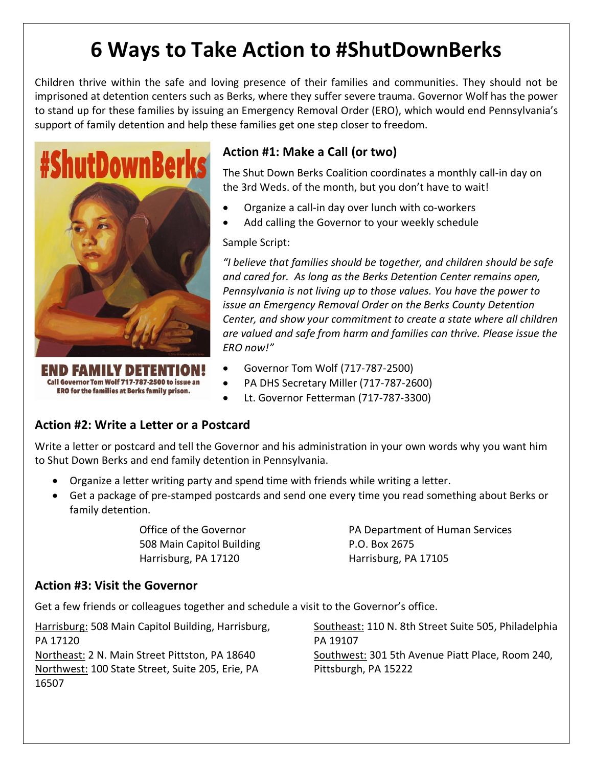# 6 Ways to Take Action to #ShutDownBerks

Children thrive within the safe and loving presence of their families and communities. They should not be imprisoned at detention centers such as Berks, where they suffer severe trauma. Governor Wolf has the power to stand up for these families by issuing an Emergency Removal Order (ERO), which would end Pennsylvania's support of family detention and help these families get one step closer to freedom.

#ShutDownBerks

END FAMILY DETENTION!
Call Governor Tom Wolf 717-787-2500 to issue an ERO for the families at Berks family prison.

### Action #1: Make a Call (or two)

The Shut Down Berks Coalition coordinates a monthly call-in day on the 3rd Weds. of the month, but you don't have to wait!

- Organize a call-in day over lunch with co-workers
- Add calling the Governor to your weekly schedule

Sample Script:

*"I believe that families should be together, and children should be safe and cared for. As long as the Berks Detention Center remains open, Pennsylvania is not living up to those values. You have the power to issue an Emergency Removal Order on the Berks County Detention Center, and show your commitment to create a state where all children are valued and safe from harm and families can thrive. Please issue the ERO now!"*

- Governor Tom Wolf (717-787-2500)
- PA DHS Secretary Miller (717-787-2600)
- Lt. Governor Fetterman (717-787-3300)

### Action #2: Write a Letter or a Postcard

Write a letter or postcard and tell the Governor and his administration in your own words why you want him to Shut Down Berks and end family detention in Pennsylvania.

- Organize a letter writing party and spend time with friends while writing a letter.
- Get a package of pre-stamped postcards and send one every time you read something about Berks or family detention.

Office of the Governor
508 Main Capitol Building
Harrisburg, PA 17120

PA Department of Human Services
P.O. Box 2675
Harrisburg, PA 17105

### Action #3: Visit the Governor

Get a few friends or colleagues together and schedule a visit to the Governor's office.

Harrisburg: 508 Main Capitol Building, Harrisburg, PA 17120
Northeast: 2 N. Main Street Pittston, PA 18640
Northwest: 100 State Street, Suite 205, Erie, PA 16507
Southeast: 110 N. 8th Street Suite 505, Philadelphia PA 19107
Southwest: 301 5th Avenue Piatt Place, Room 240, Pittsburgh, PA 15222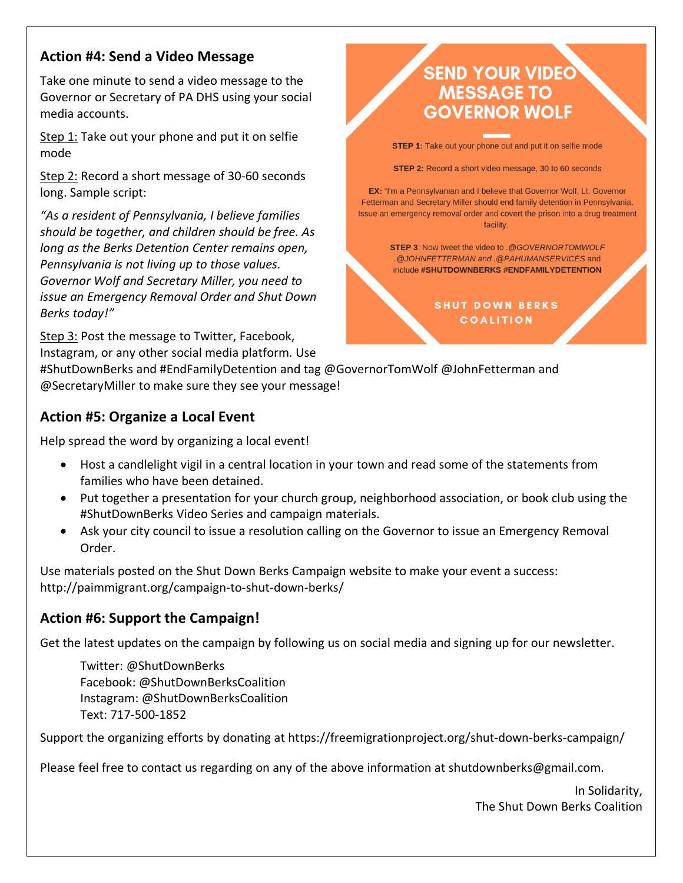## Action #4: Send a Video Message

Take one minute to send a video message to the Governor or Secretary of PA DHS using your social media accounts.

Step 1: Take out your phone and put it on selfie mode

Step 2: Record a short message of 30-60 seconds long. Sample script:

*"As a resident of Pennsylvania, I believe families should be together, and children should be free. As long as the Berks Detention Center remains open, Pennsylvania is not living up to those values. Governor Wolf and Secretary Miller, you need to issue an Emergency Removal Order and Shut Down Berks today!"*

Step 3: Post the message to Twitter, Facebook, Instagram, or any other social media platform. Use #ShutDownBerks and #EndFamilyDetention and tag @GovernorTomWolf @JohnFetterman and @SecretaryMiller to make sure they see your message!

SEND YOUR VIDEO MESSAGE TO GOVERNOR WOLF

**STEP 1:** Take out your phone out and put it on selfie mode

**STEP 2:** Record a short video message, 30 to 60 seconds

**EX:** "I'm a Pennsylvanian and I believe that Governor Wolf, Lt. Governor Fetterman and Secretary Miller should end family detention in Pennsylvania. Issue an emergency removal order and covert the prison into a drug treatment facility.

**STEP 3**: Now tweet the video to *.@GOVERNORTOMWOLF .@JOHNFETTERMAN and .@PAHUMANSERVICES* and include **#SHUTDOWNBERKS #ENDFAMILYDETENTION**

SHUT DOWN BERKS COALITION

## Action #5: Organize a Local Event

Help spread the word by organizing a local event!

- Host a candlelight vigil in a central location in your town and read some of the statements from families who have been detained.
- Put together a presentation for your church group, neighborhood association, or book club using the #ShutDownBerks Video Series and campaign materials.
- Ask your city council to issue a resolution calling on the Governor to issue an Emergency Removal Order.

Use materials posted on the Shut Down Berks Campaign website to make your event a success: http://paimmigrant.org/campaign-to-shut-down-berks/

## Action #6: Support the Campaign!

Get the latest updates on the campaign by following us on social media and signing up for our newsletter.

Twitter: @ShutDownBerks
Facebook: @ShutDownBerksCoalition
Instagram: @ShutDownBerksCoalition
Text: 717-500-1852

Support the organizing efforts by donating at https://freemigrationproject.org/shut-down-berks-campaign/

Please feel free to contact us regarding on any of the above information at shutdownberks@gmail.com.

In Solidarity,
The Shut Down Berks Coalition